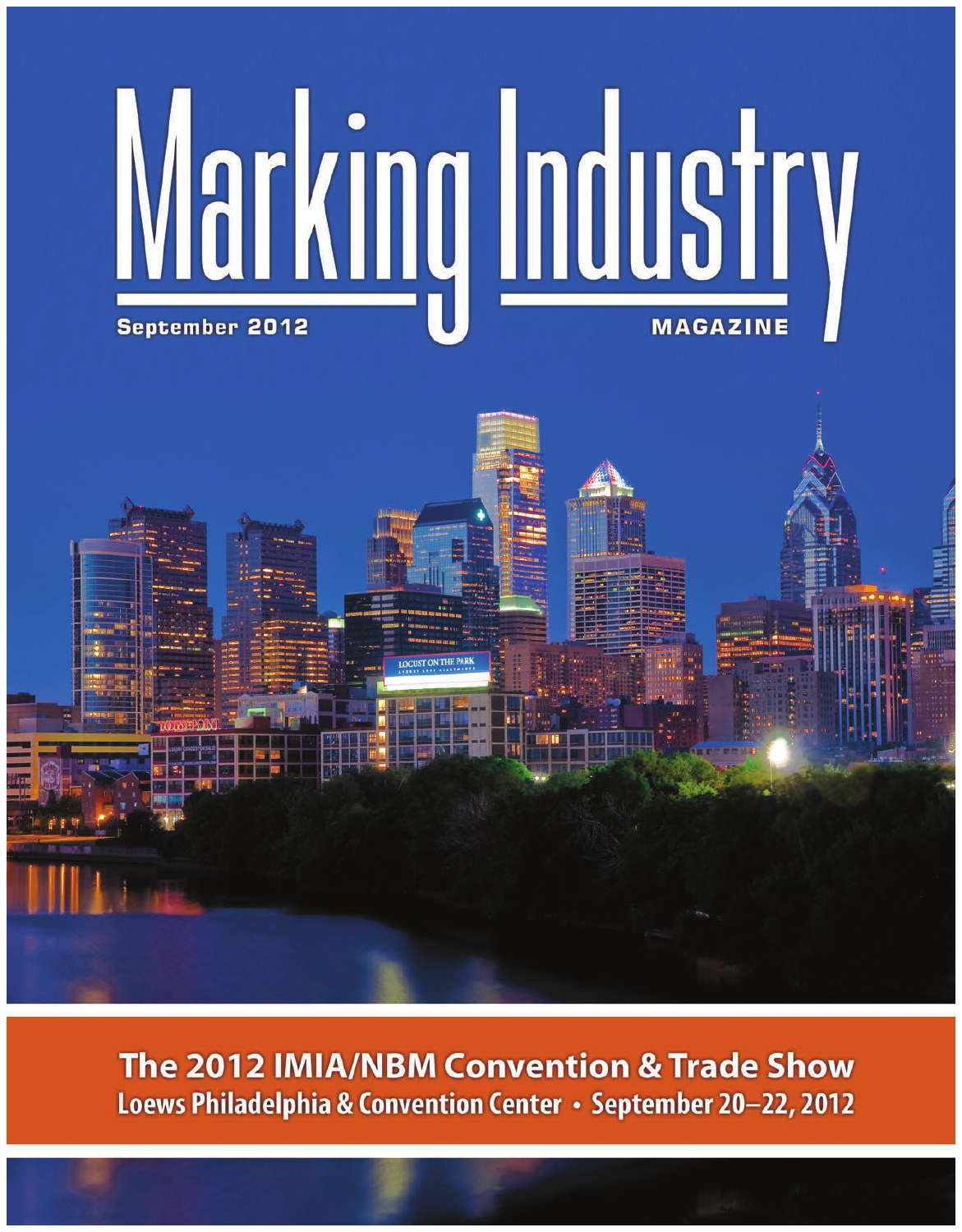# Marking Industry

September 2012

MAGAZINE

## The 2012 IMIA/NBM Convention & Trade Show

Loews Philadelphia & Convention Center • September 20–22, 2012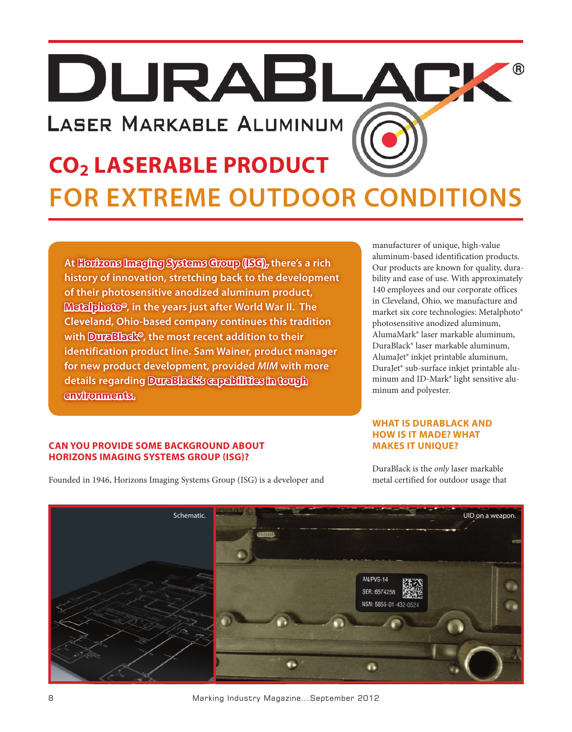# DURABLACK®

## LASER MARKABLE ALUMINUM

# $CO_2$ LASERABLE PRODUCT FOR EXTREME OUTDOOR CONDITIONS

**At Horizons Imaging Systems Group (ISG), there's a rich history of innovation, stretching back to the development of their photosensitive anodized aluminum product, Metalphoto®, in the years just after World War II. The Cleveland, Ohio-based company continues this tradition with DuraBlack®, the most recent addition to their identification product line. Sam Wainer, product manager for new product development, provided *MIM* with more details regarding DuraBlack's capabilities in tough environments.**

### CAN YOU PROVIDE SOME BACKGROUND ABOUT HORIZONS IMAGING SYSTEMS GROUP (ISG)?

Founded in 1946, Horizons Imaging Systems Group (ISG) is a developer and manufacturer of unique, high-value aluminum-based identification products. Our products are known for quality, durability and ease of use. With approximately 140 employees and our corporate offices in Cleveland, Ohio, we manufacture and market six core technologies: Metalphoto® photosensitive anodized aluminum, AlumaMark® laser markable aluminum, DuraBlack® laser markable aluminum, AlumaJet® inkjet printable aluminum, DuraJet® sub-surface inkjet printable aluminum and ID-Mark® light sensitive aluminum and polyester.

### WHAT IS DURABLACK AND HOW IS IT MADE? WHAT MAKES IT UNIQUE?

DuraBlack is the *only* laser markable metal certified for outdoor usage that

Schematic.

UID on a weapon.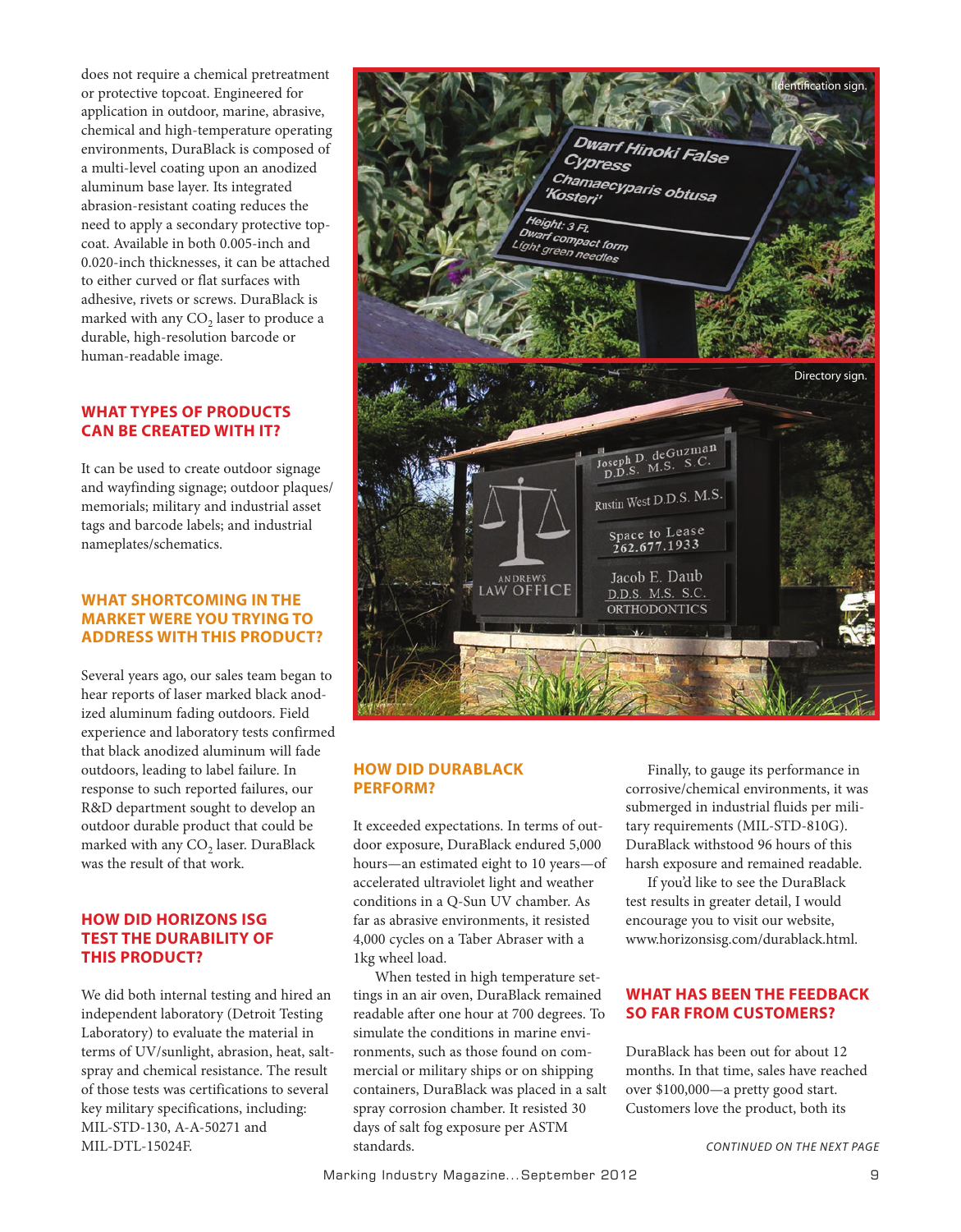does not require a chemical pretreatment or protective topcoat. Engineered for application in outdoor, marine, abrasive, chemical and high-temperature operating environments, DuraBlack is composed of a multi-level coating upon an anodized aluminum base layer. Its integrated abrasion-resistant coating reduces the need to apply a secondary protective top-coat. Available in both 0.005-inch and 0.020-inch thicknesses, it can be attached to either curved or flat surfaces with adhesive, rivets or screws. DuraBlack is marked with any $CO_2$ laser to produce a durable, high-resolution barcode or human-readable image.

## WHAT TYPES OF PRODUCTS CAN BE CREATED WITH IT?

It can be used to create outdoor signage and wayfinding signage; outdoor plaques/memorials; military and industrial asset tags and barcode labels; and industrial nameplates/schematics.

## WHAT SHORTCOMING IN THE MARKET WERE YOU TRYING TO ADDRESS WITH THIS PRODUCT?

Several years ago, our sales team began to hear reports of laser marked black anodized aluminum fading outdoors. Field experience and laboratory tests confirmed that black anodized aluminum will fade outdoors, leading to label failure. In response to such reported failures, our R&D department sought to develop an outdoor durable product that could be marked with any $CO_2$ laser. DuraBlack was the result of that work.

## HOW DID HORIZONS ISG TEST THE DURABILITY OF THIS PRODUCT?

We did both internal testing and hired an independent laboratory (Detroit Testing Laboratory) to evaluate the material in terms of UV/sunlight, abrasion, heat, salt-spray and chemical resistance. The result of those tests was certifications to several key military specifications, including: MIL-STD-130, A-A-50271 and MIL-DTL-15024F.

Identification sign.

Directory sign.

## HOW DID DURABLACK PERFORM?

It exceeded expectations. In terms of outdoor exposure, DuraBlack endured 5,000 hours—an estimated eight to 10 years—of accelerated ultraviolet light and weather conditions in a Q-Sun UV chamber. As far as abrasive environments, it resisted 4,000 cycles on a Taber Abraser with a 1kg wheel load.

When tested in high temperature settings in an air oven, DuraBlack remained readable after one hour at 700 degrees. To simulate the conditions in marine environments, such as those found on commercial or military ships or on shipping containers, DuraBlack was placed in a salt spray corrosion chamber. It resisted 30 days of salt fog exposure per ASTM standards.

Finally, to gauge its performance in corrosive/chemical environments, it was submerged in industrial fluids per military requirements (MIL-STD-810G). DuraBlack withstood 96 hours of this harsh exposure and remained readable.

If you'd like to see the DuraBlack test results in greater detail, I would encourage you to visit our website, www.horizonsisg.com/durablack.html.

## WHAT HAS BEEN THE FEEDBACK SO FAR FROM CUSTOMERS?

DuraBlack has been out for about 12 months. In that time, sales have reached over $100,000—a pretty good start. Customers love the product, both its

*CONTINUED ON THE NEXT PAGE*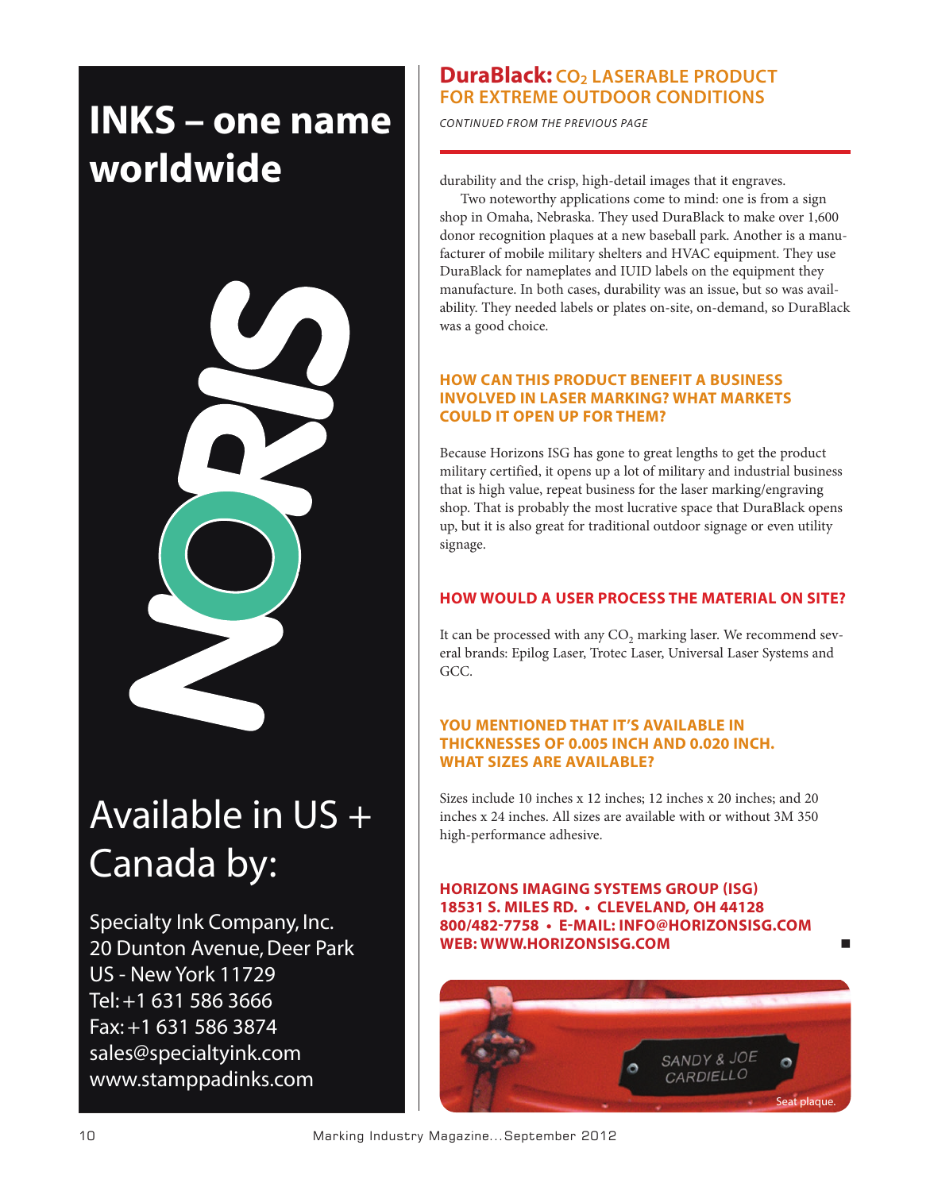# INKS – one name worldwide

NORIS

Available in US + Canada by:

Specialty Ink Company, Inc.
20 Dunton Avenue, Deer Park
US - New York 11729
Tel: +1 631 586 3666
Fax: +1 631 586 3874
sales@specialtyink.com
www.stamppadinks.com

## DuraBlack: $CO_2$ LASERABLE PRODUCT FOR EXTREME OUTDOOR CONDITIONS

*CONTINUED FROM THE PREVIOUS PAGE*

durability and the crisp, high-detail images that it engraves.

Two noteworthy applications come to mind: one is from a sign shop in Omaha, Nebraska. They used DuraBlack to make over 1,600 donor recognition plaques at a new baseball park. Another is a manufacturer of mobile military shelters and HVAC equipment. They use DuraBlack for nameplates and IUID labels on the equipment they manufacture. In both cases, durability was an issue, but so was availability. They needed labels or plates on-site, on-demand, so DuraBlack was a good choice.

### HOW CAN THIS PRODUCT BENEFIT A BUSINESS INVOLVED IN LASER MARKING? WHAT MARKETS COULD IT OPEN UP FOR THEM?

Because Horizons ISG has gone to great lengths to get the product military certified, it opens up a lot of military and industrial business that is high value, repeat business for the laser marking/engraving shop. That is probably the most lucrative space that DuraBlack opens up, but it is also great for traditional outdoor signage or even utility signage.

### HOW WOULD A USER PROCESS THE MATERIAL ON SITE?

It can be processed with any $CO_2$ marking laser. We recommend several brands: Epilog Laser, Trotec Laser, Universal Laser Systems and GCC.

### YOU MENTIONED THAT IT'S AVAILABLE IN THICKNESSES OF 0.005 INCH AND 0.020 INCH. WHAT SIZES ARE AVAILABLE?

Sizes include 10 inches x 12 inches; 12 inches x 20 inches; and 20 inches x 24 inches. All sizes are available with or without 3M 350 high-performance adhesive.

**HORIZONS IMAGING SYSTEMS GROUP (ISG)**
**18531 S. MILES RD. • CLEVELAND, OH 44128**
**800/482-7758 • E-MAIL: INFO@HORIZONSISG.COM**
**WEB: WWW.HORIZONSISG.COM**

SANDY & JOE CARDIELLO

Seat plaque.